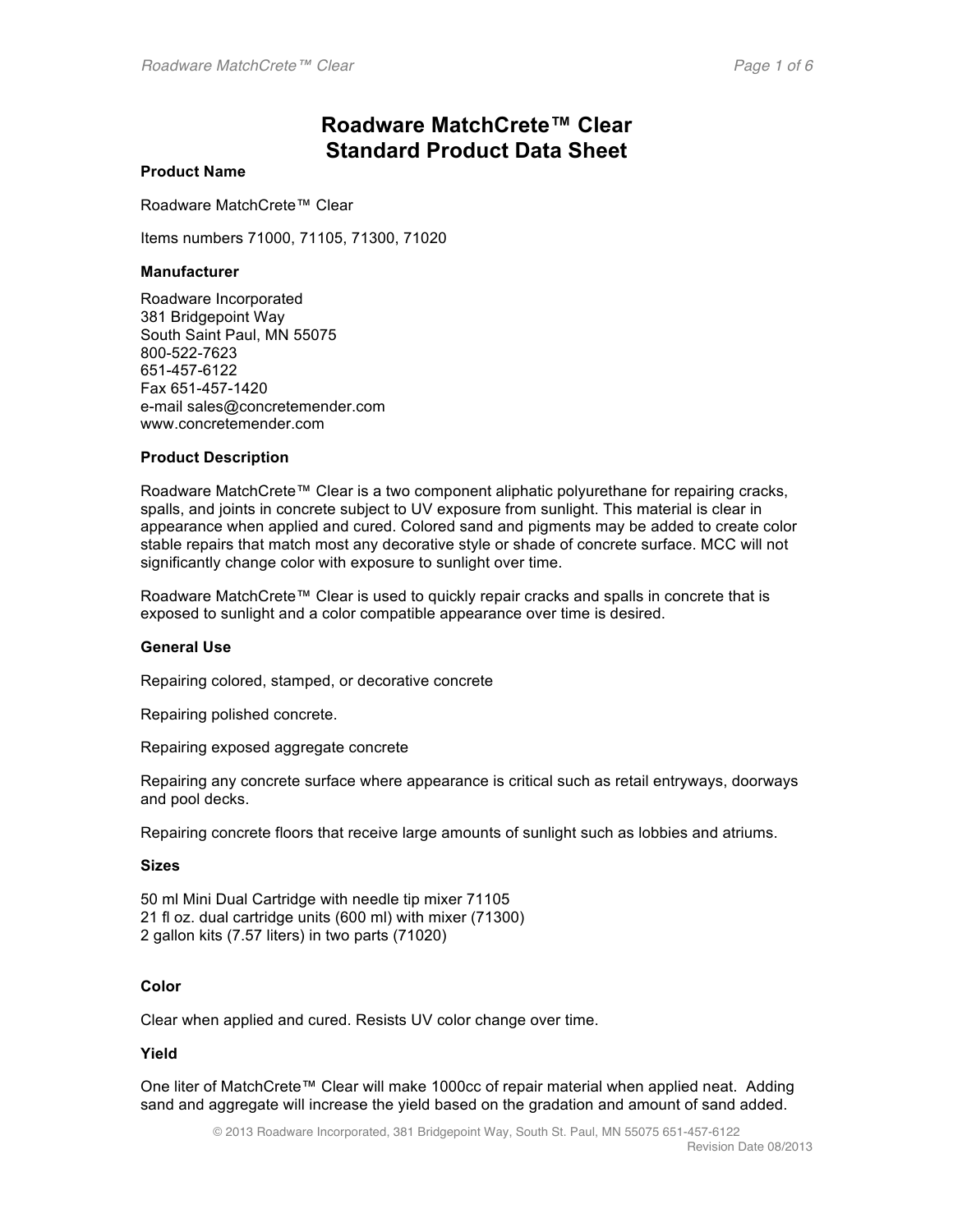# Roadware MatchCrete™ Clear
# Standard Product Data Sheet

### Product Name

Roadware MatchCrete™ Clear

Items numbers 71000, 71105, 71300, 71020

### Manufacturer

Roadware Incorporated
381 Bridgepoint Way
South Saint Paul, MN 55075
800-522-7623
651-457-6122
Fax 651-457-1420
e-mail sales@concretemender.com
www.concretemender.com

### Product Description

Roadware MatchCrete™ Clear is a two component aliphatic polyurethane for repairing cracks, spalls, and joints in concrete subject to UV exposure from sunlight. This material is clear in appearance when applied and cured. Colored sand and pigments may be added to create color stable repairs that match most any decorative style or shade of concrete surface. MCC will not significantly change color with exposure to sunlight over time.

Roadware MatchCrete™ Clear is used to quickly repair cracks and spalls in concrete that is exposed to sunlight and a color compatible appearance over time is desired.

### General Use

Repairing colored, stamped, or decorative concrete

Repairing polished concrete.

Repairing exposed aggregate concrete

Repairing any concrete surface where appearance is critical such as retail entryways, doorways and pool decks.

Repairing concrete floors that receive large amounts of sunlight such as lobbies and atriums.

### Sizes

50 ml Mini Dual Cartridge with needle tip mixer 71105
21 fl oz. dual cartridge units (600 ml) with mixer (71300)
2 gallon kits (7.57 liters) in two parts (71020)

### Color

Clear when applied and cured. Resists UV color change over time.

### Yield

One liter of MatchCrete™ Clear will make 1000cc of repair material when applied neat. Adding sand and aggregate will increase the yield based on the gradation and amount of sand added.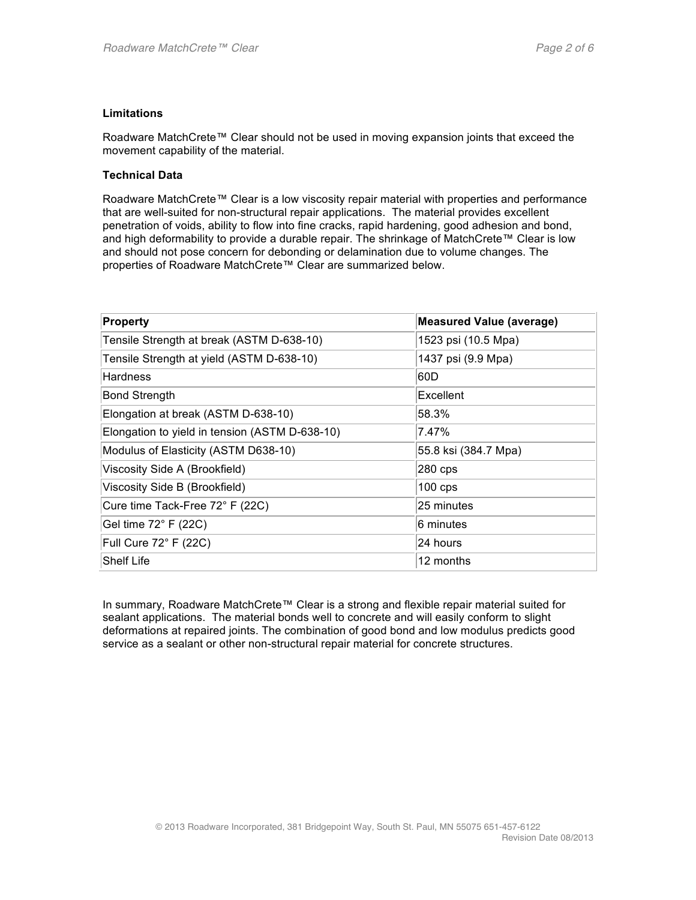### Limitations

Roadware MatchCrete™ Clear should not be used in moving expansion joints that exceed the movement capability of the material.

### Technical Data

Roadware MatchCrete™ Clear is a low viscosity repair material with properties and performance that are well-suited for non-structural repair applications. The material provides excellent penetration of voids, ability to flow into fine cracks, rapid hardening, good adhesion and bond, and high deformability to provide a durable repair. The shrinkage of MatchCrete™ Clear is low and should not pose concern for debonding or delamination due to volume changes. The properties of Roadware MatchCrete™ Clear are summarized below.

| Property | Measured Value (average) |
| --- | --- |
| Tensile Strength at break (ASTM D-638-10) | 1523 psi (10.5 Mpa) |
| Tensile Strength at yield (ASTM D-638-10) | 1437 psi (9.9 Mpa) |
| Hardness | 60D |
| Bond Strength | Excellent |
| Elongation at break (ASTM D-638-10) | 58.3% |
| Elongation to yield in tension (ASTM D-638-10) | 7.47% |
| Modulus of Elasticity (ASTM D638-10) | 55.8 ksi (384.7 Mpa) |
| Viscosity Side A (Brookfield) | 280 cps |
| Viscosity Side B (Brookfield) | 100 cps |
| Cure time Tack-Free 72° F (22C) | 25 minutes |
| Gel time 72° F (22C) | 6 minutes |
| Full Cure 72° F (22C) | 24 hours |
| Shelf Life | 12 months |

In summary, Roadware MatchCrete™ Clear is a strong and flexible repair material suited for sealant applications. The material bonds well to concrete and will easily conform to slight deformations at repaired joints. The combination of good bond and low modulus predicts good service as a sealant or other non-structural repair material for concrete structures.

© 2013 Roadware Incorporated, 381 Bridgepoint Way, South St. Paul, MN 55075 651-457-6122
Revision Date 08/2013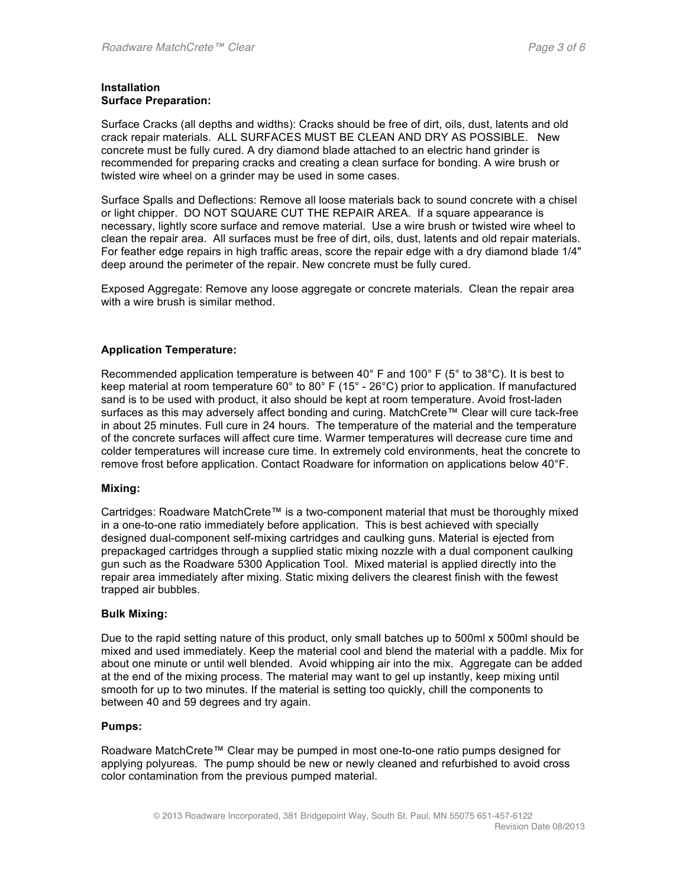**Installation**
**Surface Preparation:**

Surface Cracks (all depths and widths): Cracks should be free of dirt, oils, dust, latents and old crack repair materials. ALL SURFACES MUST BE CLEAN AND DRY AS POSSIBLE. New concrete must be fully cured. A dry diamond blade attached to an electric hand grinder is recommended for preparing cracks and creating a clean surface for bonding. A wire brush or twisted wire wheel on a grinder may be used in some cases.

Surface Spalls and Deflections: Remove all loose materials back to sound concrete with a chisel or light chipper. DO NOT SQUARE CUT THE REPAIR AREA. If a square appearance is necessary, lightly score surface and remove material. Use a wire brush or twisted wire wheel to clean the repair area. All surfaces must be free of dirt, oils, dust, latents and old repair materials. For feather edge repairs in high traffic areas, score the repair edge with a dry diamond blade 1/4" deep around the perimeter of the repair. New concrete must be fully cured.

Exposed Aggregate: Remove any loose aggregate or concrete materials. Clean the repair area with a wire brush is similar method.

**Application Temperature:**

Recommended application temperature is between 40° F and 100° F (5° to 38°C). It is best to keep material at room temperature 60° to 80° F (15° - 26°C) prior to application. If manufactured sand is to be used with product, it also should be kept at room temperature. Avoid frost-laden surfaces as this may adversely affect bonding and curing. MatchCrete™ Clear will cure tack-free in about 25 minutes. Full cure in 24 hours. The temperature of the material and the temperature of the concrete surfaces will affect cure time. Warmer temperatures will decrease cure time and colder temperatures will increase cure time. In extremely cold environments, heat the concrete to remove frost before application. Contact Roadware for information on applications below 40°F.

**Mixing:**

Cartridges: Roadware MatchCrete™ is a two-component material that must be thoroughly mixed in a one-to-one ratio immediately before application. This is best achieved with specially designed dual-component self-mixing cartridges and caulking guns. Material is ejected from prepackaged cartridges through a supplied static mixing nozzle with a dual component caulking gun such as the Roadware 5300 Application Tool. Mixed material is applied directly into the repair area immediately after mixing. Static mixing delivers the clearest finish with the fewest trapped air bubbles.

**Bulk Mixing:**

Due to the rapid setting nature of this product, only small batches up to 500ml x 500ml should be mixed and used immediately. Keep the material cool and blend the material with a paddle. Mix for about one minute or until well blended. Avoid whipping air into the mix. Aggregate can be added at the end of the mixing process. The material may want to gel up instantly, keep mixing until smooth for up to two minutes. If the material is setting too quickly, chill the components to between 40 and 59 degrees and try again.

**Pumps:**

Roadware MatchCrete™ Clear may be pumped in most one-to-one ratio pumps designed for applying polyureas. The pump should be new or newly cleaned and refurbished to avoid cross color contamination from the previous pumped material.

© 2013 Roadware Incorporated, 381 Bridgepoint Way, South St. Paul, MN 55075 651-457-6122
Revision Date 08/2013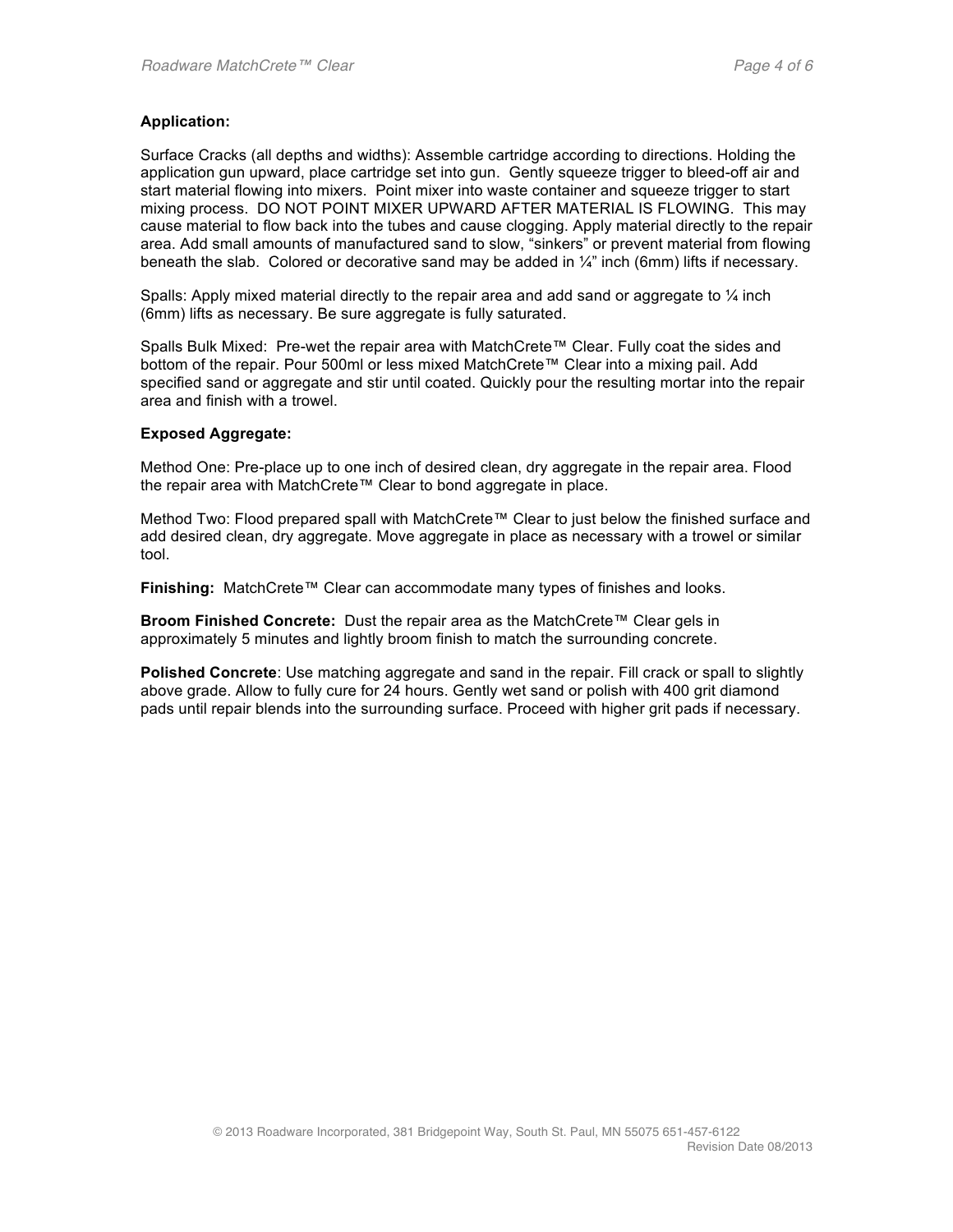**Application:**

Surface Cracks (all depths and widths): Assemble cartridge according to directions. Holding the application gun upward, place cartridge set into gun. Gently squeeze trigger to bleed-off air and start material flowing into mixers. Point mixer into waste container and squeeze trigger to start mixing process. DO NOT POINT MIXER UPWARD AFTER MATERIAL IS FLOWING. This may cause material to flow back into the tubes and cause clogging. Apply material directly to the repair area. Add small amounts of manufactured sand to slow, "sinkers" or prevent material from flowing beneath the slab. Colored or decorative sand may be added in ¼" inch (6mm) lifts if necessary.

Spalls: Apply mixed material directly to the repair area and add sand or aggregate to ¼ inch (6mm) lifts as necessary. Be sure aggregate is fully saturated.

Spalls Bulk Mixed: Pre-wet the repair area with MatchCrete™ Clear. Fully coat the sides and bottom of the repair. Pour 500ml or less mixed MatchCrete™ Clear into a mixing pail. Add specified sand or aggregate and stir until coated. Quickly pour the resulting mortar into the repair area and finish with a trowel.

**Exposed Aggregate:**

Method One: Pre-place up to one inch of desired clean, dry aggregate in the repair area. Flood the repair area with MatchCrete™ Clear to bond aggregate in place.

Method Two: Flood prepared spall with MatchCrete™ Clear to just below the finished surface and add desired clean, dry aggregate. Move aggregate in place as necessary with a trowel or similar tool.

**Finishing:** MatchCrete™ Clear can accommodate many types of finishes and looks.

**Broom Finished Concrete:** Dust the repair area as the MatchCrete™ Clear gels in approximately 5 minutes and lightly broom finish to match the surrounding concrete.

**Polished Concrete**: Use matching aggregate and sand in the repair. Fill crack or spall to slightly above grade. Allow to fully cure for 24 hours. Gently wet sand or polish with 400 grit diamond pads until repair blends into the surrounding surface. Proceed with higher grit pads if necessary.

© 2013 Roadware Incorporated, 381 Bridgepoint Way, South St. Paul, MN 55075 651-457-6122
Revision Date 08/2013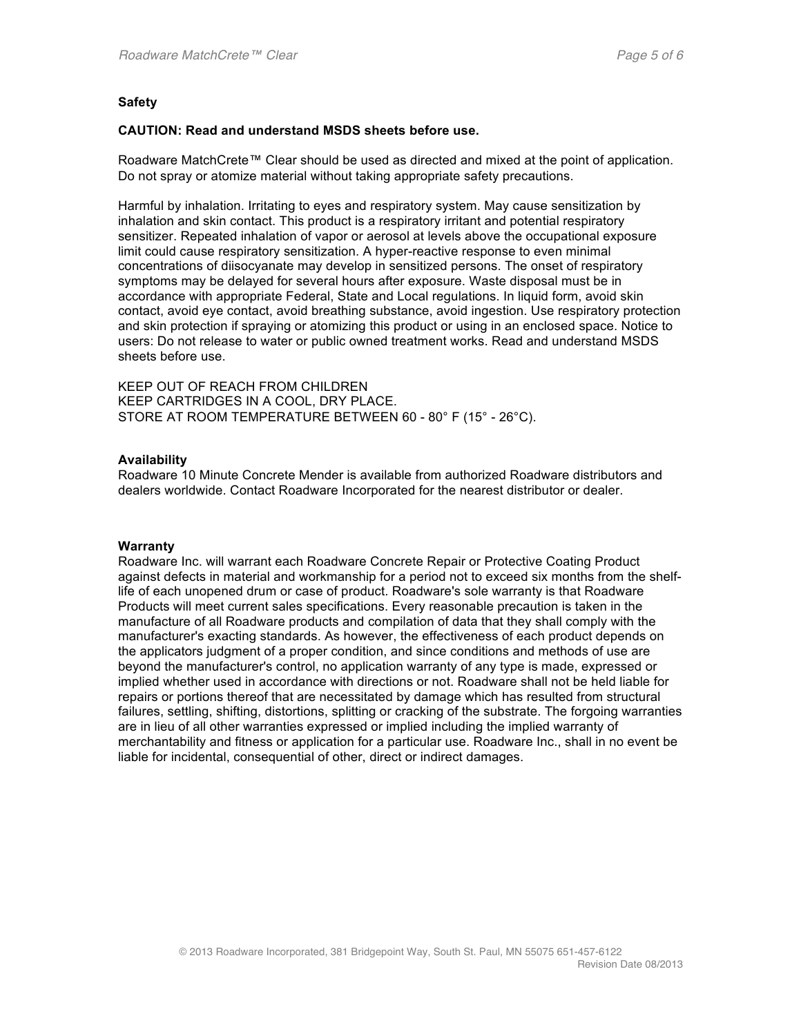## Safety

**CAUTION: Read and understand MSDS sheets before use.**

Roadware MatchCrete™ Clear should be used as directed and mixed at the point of application. Do not spray or atomize material without taking appropriate safety precautions.

Harmful by inhalation. Irritating to eyes and respiratory system. May cause sensitization by inhalation and skin contact. This product is a respiratory irritant and potential respiratory sensitizer. Repeated inhalation of vapor or aerosol at levels above the occupational exposure limit could cause respiratory sensitization. A hyper-reactive response to even minimal concentrations of diisocyanate may develop in sensitized persons. The onset of respiratory symptoms may be delayed for several hours after exposure. Waste disposal must be in accordance with appropriate Federal, State and Local regulations. In liquid form, avoid skin contact, avoid eye contact, avoid breathing substance, avoid ingestion. Use respiratory protection and skin protection if spraying or atomizing this product or using in an enclosed space. Notice to users: Do not release to water or public owned treatment works. Read and understand MSDS sheets before use.

KEEP OUT OF REACH FROM CHILDREN
KEEP CARTRIDGES IN A COOL, DRY PLACE.
STORE AT ROOM TEMPERATURE BETWEEN 60 - 80° F (15° - 26°C).

## Availability

Roadware 10 Minute Concrete Mender is available from authorized Roadware distributors and dealers worldwide. Contact Roadware Incorporated for the nearest distributor or dealer.

## Warranty

Roadware Inc. will warrant each Roadware Concrete Repair or Protective Coating Product against defects in material and workmanship for a period not to exceed six months from the shelf-life of each unopened drum or case of product. Roadware's sole warranty is that Roadware Products will meet current sales specifications. Every reasonable precaution is taken in the manufacture of all Roadware products and compilation of data that they shall comply with the manufacturer's exacting standards. As however, the effectiveness of each product depends on the applicators judgment of a proper condition, and since conditions and methods of use are beyond the manufacturer's control, no application warranty of any type is made, expressed or implied whether used in accordance with directions or not. Roadware shall not be held liable for repairs or portions thereof that are necessitated by damage which has resulted from structural failures, settling, shifting, distortions, splitting or cracking of the substrate. The forgoing warranties are in lieu of all other warranties expressed or implied including the implied warranty of merchantability and fitness or application for a particular use. Roadware Inc., shall in no event be liable for incidental, consequential of other, direct or indirect damages.

© 2013 Roadware Incorporated, 381 Bridgepoint Way, South St. Paul, MN 55075 651-457-6122
Revision Date 08/2013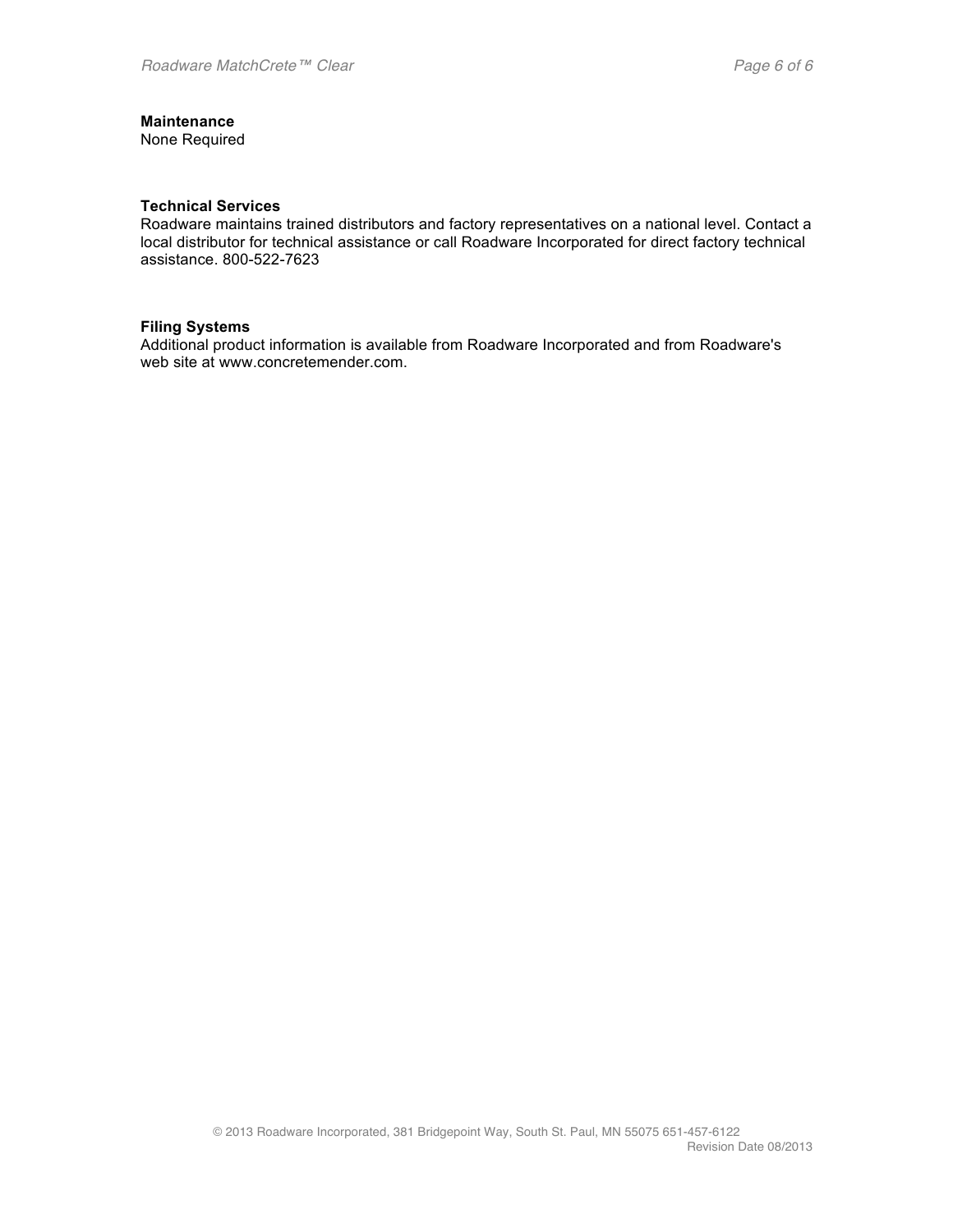**Maintenance**
None Required

**Technical Services**
Roadware maintains trained distributors and factory representatives on a national level. Contact a local distributor for technical assistance or call Roadware Incorporated for direct factory technical assistance. 800-522-7623

**Filing Systems**
Additional product information is available from Roadware Incorporated and from Roadware's web site at www.concretemender.com.